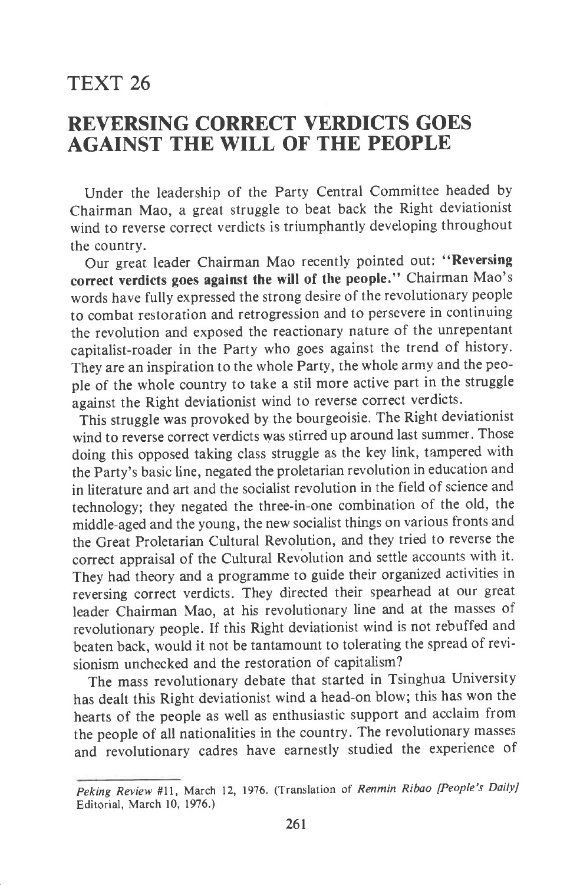# TEXT 26

## REVERSING CORRECT VERDICTS GOES AGAINST THE WILL OF THE PEOPLE

Under the leadership of the Party Central Committee headed by Chairman Mao, a great struggle to beat back the Right deviationist wind to reverse correct verdicts is triumphantly developing throughout the country.

Our great leader Chairman Mao recently pointed out: "**Reversing correct verdicts goes against the will of the people.**" Chairman Mao's words have fully expressed the strong desire of the revolutionary people to combat restoration and retrogression and to persevere in continuing the revolution and exposed the reactionary nature of the unrepentant capitalist-roader in the Party who goes against the trend of history. They are an inspiration to the whole Party, the whole army and the people of the whole country to take a stil more active part in the struggle against the Right deviationist wind to reverse correct verdicts.

This struggle was provoked by the bourgeoisie. The Right deviationist wind to reverse correct verdicts was stirred up around last summer. Those doing this opposed taking class struggle as the key link, tampered with the Party's basic line, negated the proletarian revolution in education and in literature and art and the socialist revolution in the field of science and technology; they negated the three-in-one combination of the old, the middle-aged and the young, the new socialist things on various fronts and the Great Proletarian Cultural Revolution, and they tried to reverse the correct appraisal of the Cultural Revolution and settle accounts with it. They had theory and a programme to guide their organized activities in reversing correct verdicts. They directed their spearhead at our great leader Chairman Mao, at his revolutionary line and at the masses of revolutionary people. If this Right deviationist wind is not rebuffed and beaten back, would it not be tantamount to tolerating the spread of revisionism unchecked and the restoration of capitalism?

The mass revolutionary debate that started in Tsinghua University has dealt this Right deviationist wind a head-on blow; this has won the hearts of the people as well as enthusiastic support and acclaim from the people of all nationalities in the country. The revolutionary masses and revolutionary cadres have earnestly studied the experience of

---

*Peking Review* #11, March 12, 1976. (Translation of *Renmin Ribao [People's Daily]* Editorial, March 10, 1976.)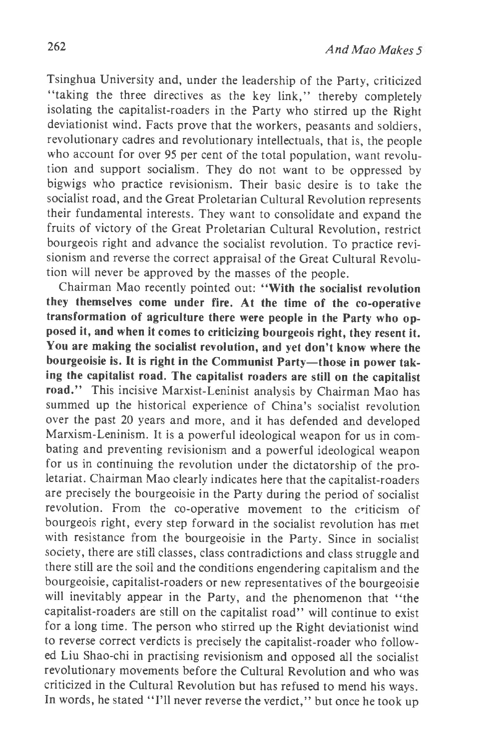Tsinghua University and, under the leadership of the Party, criticized "taking the three directives as the key link," thereby completely isolating the capitalist-roaders in the Party who stirred up the Right deviationist wind. Facts prove that the workers, peasants and soldiers, revolutionary cadres and revolutionary intellectuals, that is, the people who account for over 95 per cent of the total population, want revolution and support socialism. They do not want to be oppressed by bigwigs who practice revisionism. Their basic desire is to take the socialist road, and the Great Proletarian Cultural Revolution represents their fundamental interests. They want to consolidate and expand the fruits of victory of the Great Proletarian Cultural Revolution, restrict bourgeois right and advance the socialist revolution. To practice revisionism and reverse the correct appraisal of the Great Cultural Revolution will never be approved by the masses of the people.

Chairman Mao recently pointed out: **"With the socialist revolution they themselves come under fire. At the time of the co-operative transformation of agriculture there were people in the Party who opposed it, and when it comes to criticizing bourgeois right, they resent it. You are making the socialist revolution, and yet don't know where the bourgeoisie is. It is right in the Communist Party—those in power taking the capitalist road. The capitalist roaders are still on the capitalist road."** This incisive Marxist-Leninist analysis by Chairman Mao has summed up the historical experience of China's socialist revolution over the past 20 years and more, and it has defended and developed Marxism-Leninism. It is a powerful ideological weapon for us in combating and preventing revisionism and a powerful ideological weapon for us in continuing the revolution under the dictatorship of the proletariat. Chairman Mao clearly indicates here that the capitalist-roaders are precisely the bourgeoisie in the Party during the period of socialist revolution. From the co-operative movement to the criticism of bourgeois right, every step forward in the socialist revolution has met with resistance from the bourgeoisie in the Party. Since in socialist society, there are still classes, class contradictions and class struggle and there still are the soil and the conditions engendering capitalism and the bourgeoisie, capitalist-roaders or new representatives of the bourgeoisie will inevitably appear in the Party, and the phenomenon that "the capitalist-roaders are still on the capitalist road" will continue to exist for a long time. The person who stirred up the Right deviationist wind to reverse correct verdicts is precisely the capitalist-roader who followed Liu Shao-chi in practising revisionism and opposed all the socialist revolutionary movements before the Cultural Revolution and who was criticized in the Cultural Revolution but has refused to mend his ways. In words, he stated "I'll never reverse the verdict," but once he took up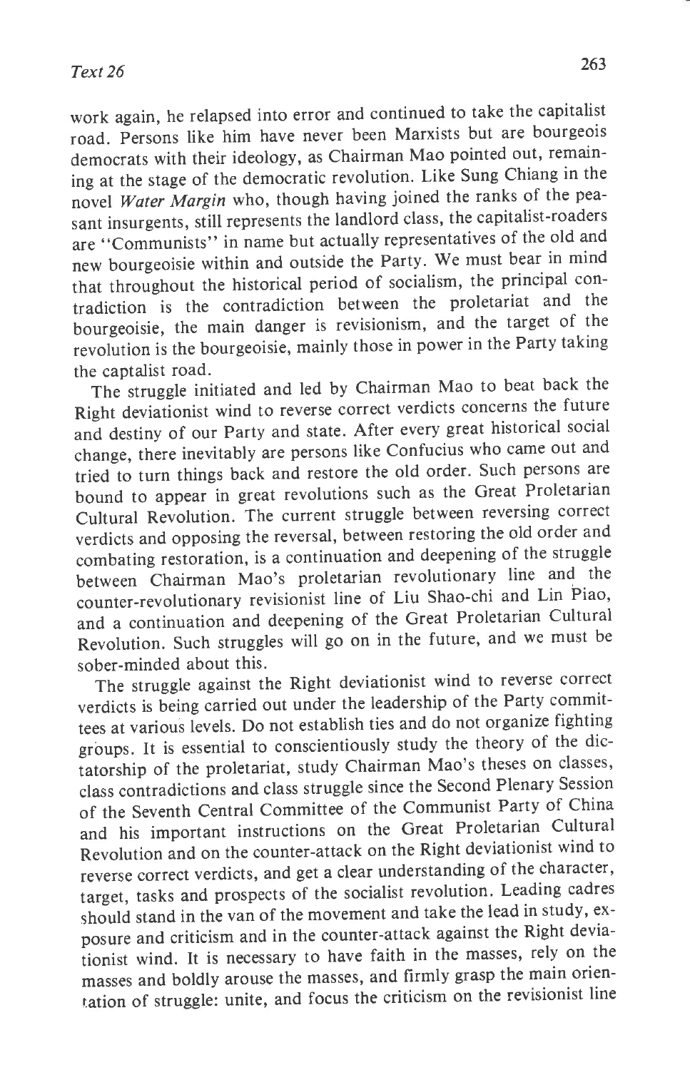work again, he relapsed into error and continued to take the capitalist road. Persons like him have never been Marxists but are bourgeois democrats with their ideology, as Chairman Mao pointed out, remaining at the stage of the democratic revolution. Like Sung Chiang in the novel *Water Margin* who, though having joined the ranks of the peasant insurgents, still represents the landlord class, the capitalist-roaders are "Communists" in name but actually representatives of the old and new bourgeoisie within and outside the Party. We must bear in mind that throughout the historical period of socialism, the principal contradiction is the contradiction between the proletariat and the bourgeoisie, the main danger is revisionism, and the target of the revolution is the bourgeoisie, mainly those in power in the Party taking the captalist road.

The struggle initiated and led by Chairman Mao to beat back the Right deviationist wind to reverse correct verdicts concerns the future and destiny of our Party and state. After every great historical social change, there inevitably are persons like Confucius who came out and tried to turn things back and restore the old order. Such persons are bound to appear in great revolutions such as the Great Proletarian Cultural Revolution. The current struggle between reversing correct verdicts and opposing the reversal, between restoring the old order and combating restoration, is a continuation and deepening of the struggle between Chairman Mao's proletarian revolutionary line and the counter-revolutionary revisionist line of Liu Shao-chi and Lin Piao, and a continuation and deepening of the Great Proletarian Cultural Revolution. Such struggles will go on in the future, and we must be sober-minded about this.

The struggle against the Right deviationist wind to reverse correct verdicts is being carried out under the leadership of the Party committees at various levels. Do not establish ties and do not organize fighting groups. It is essential to conscientiously study the theory of the dictatorship of the proletariat, study Chairman Mao's theses on classes, class contradictions and class struggle since the Second Plenary Session of the Seventh Central Committee of the Communist Party of China and his important instructions on the Great Proletarian Cultural Revolution and on the counter-attack on the Right deviationist wind to reverse correct verdicts, and get a clear understanding of the character, target, tasks and prospects of the socialist revolution. Leading cadres should stand in the van of the movement and take the lead in study, exposure and criticism and in the counter-attack against the Right deviationist wind. It is necessary to have faith in the masses, rely on the masses and boldly arouse the masses, and firmly grasp the main orientation of struggle: unite, and focus the criticism on the revisionist line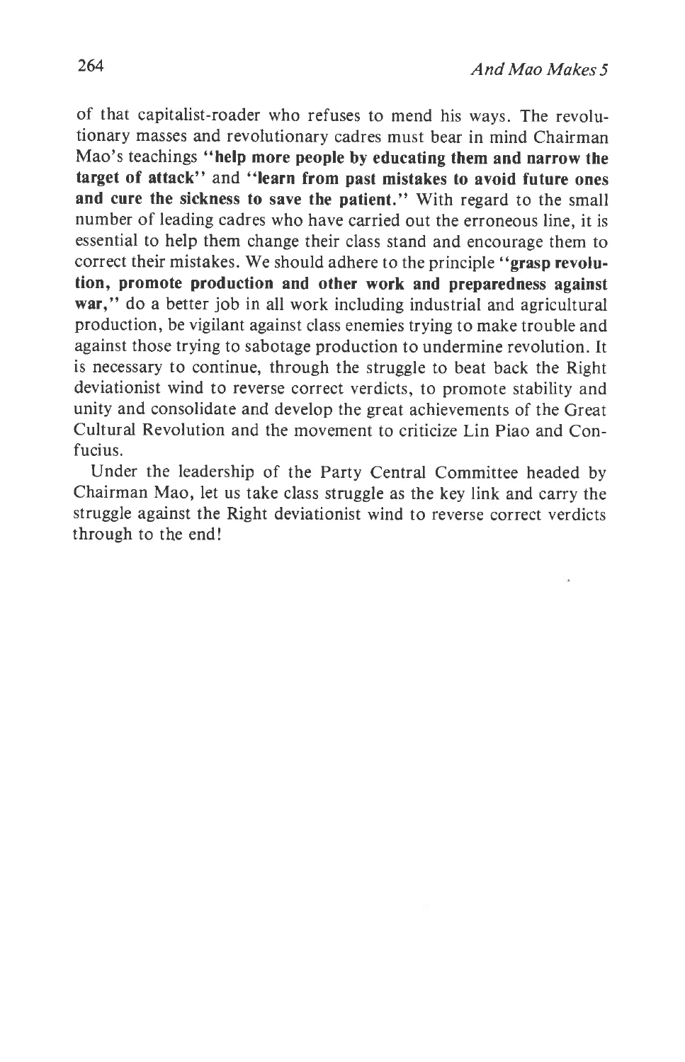of that capitalist-roader who refuses to mend his ways. The revolutionary masses and revolutionary cadres must bear in mind Chairman Mao's teachings "**help more people by educating them and narrow the target of attack**" and "**learn from past mistakes to avoid future ones and cure the sickness to save the patient.**" With regard to the small number of leading cadres who have carried out the erroneous line, it is essential to help them change their class stand and encourage them to correct their mistakes. We should adhere to the principle "**grasp revolution, promote production and other work and preparedness against war,**" do a better job in all work including industrial and agricultural production, be vigilant against class enemies trying to make trouble and against those trying to sabotage production to undermine revolution. It is necessary to continue, through the struggle to beat back the Right deviationist wind to reverse correct verdicts, to promote stability and unity and consolidate and develop the great achievements of the Great Cultural Revolution and the movement to criticize Lin Piao and Confucius.

Under the leadership of the Party Central Committee headed by Chairman Mao, let us take class struggle as the key link and carry the struggle against the Right deviationist wind to reverse correct verdicts through to the end!